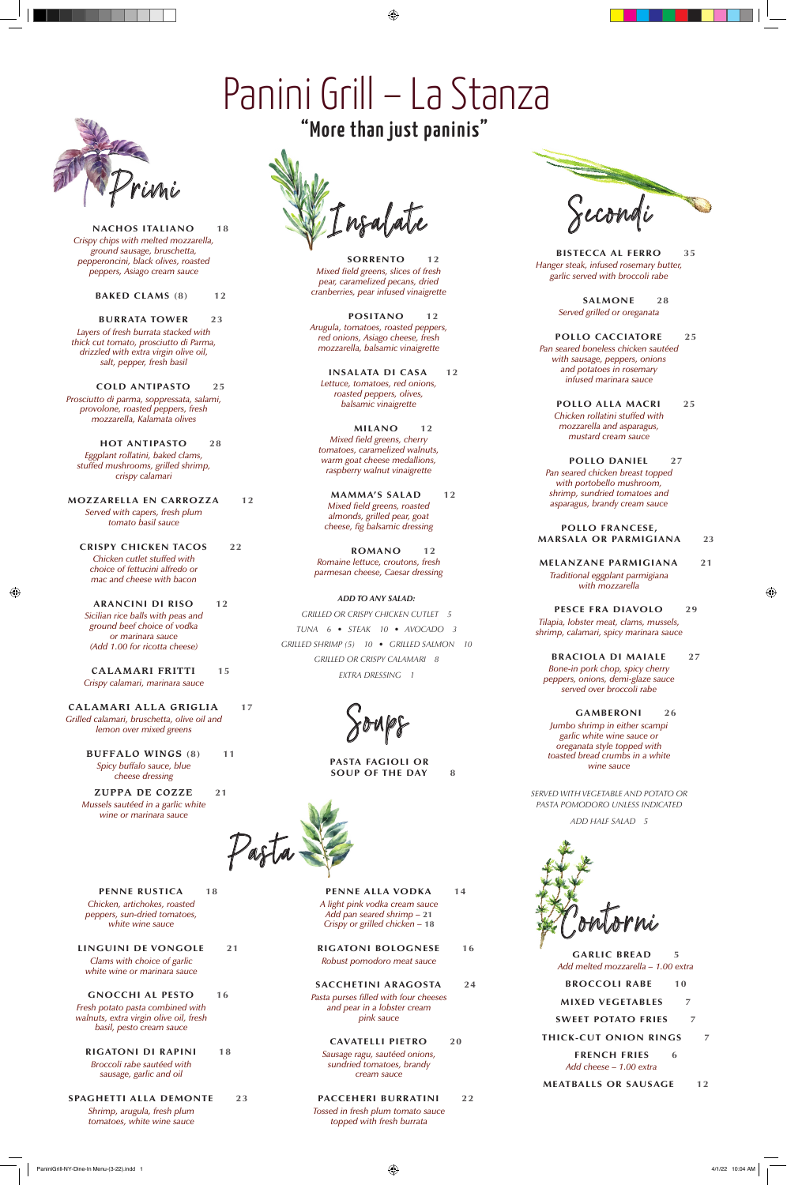# Panini Grill – La Stanza

**"More than just paninis"**

## Primi

**NACHOS ITALIANO** 18
*Crispy chips with melted mozzarella, ground sausage, bruschetta, pepperoncini, black olives, roasted peppers, Asiago cream sauce*

**BAKED CLAMS (8)** 12

**BURRATA TOWER** 23
*Layers of fresh burrata stacked with thick cut tomato, prosciutto di Parma, drizzled with extra virgin olive oil, salt, pepper, fresh basil*

**COLD ANTIPASTO** 25
*Prosciutto di parma, soppressata, salami, provolone, roasted peppers, fresh mozzarella, Kalamata olives*

**HOT ANTIPASTO** 28
*Eggplant rollatini, baked clams, stuffed mushrooms, grilled shrimp, crispy calamari*

**MOZZARELLA EN CARROZZA** 12
*Served with capers, fresh plum tomato basil sauce*

**CRISPY CHICKEN TACOS** 22
*Chicken cutlet stuffed with choice of fettucini alfredo or mac and cheese with bacon*

**ARANCINI DI RISO** 12
*Sicilian rice balls with peas and ground beef choice of vodka or marinara sauce (Add 1.00 for ricotta cheese)*

**CALAMARI FRITTI** 15
*Crispy calamari, marinara sauce*

**CALAMARI ALLA GRIGLIA** 17
*Grilled calamari, bruschetta, olive oil and lemon over mixed greens*

**BUFFALO WINGS (8)** 11
*Spicy buffalo sauce, blue cheese dressing*

**ZUPPA DE COZZE** 21
*Mussels sautéed in a garlic white wine or marinara sauce*

## Insalate

**SORRENTO** 12
*Mixed field greens, slices of fresh pear, caramelized pecans, dried cranberries, pear infused vinaigrette*

**POSITANO** 12
*Arugula, tomatoes, roasted peppers, red onions, Asiago cheese, fresh mozzarella, balsamic vinaigrette*

**INSALATA DI CASA** 12
*Lettuce, tomatoes, red onions, roasted peppers, olives, balsamic vinaigrette*

**MILANO** 12
*Mixed field greens, cherry tomatoes, caramelized walnuts, warm goat cheese medallions, raspberry walnut vinaigrette*

**MAMMA'S SALAD** 12
*Mixed field greens, roasted almonds, grilled pear, goat cheese, fig balsamic dressing*

**ROMANO** 12
*Romaine lettuce, croutons, fresh parmesan cheese, Caesar dressing*

*ADD TO ANY SALAD:*

GRILLED OR CRISPY CHICKEN CUTLET 5
TUNA 6 • STEAK 10 • AVOCADO 3
GRILLED SHRIMP (5) 10 • GRILLED SALMON 10
GRILLED OR CRISPY CALAMARI 8
EXTRA DRESSING 1

## Soups

**PASTA FAGIOLI OR SOUP OF THE DAY** 8

## Secondi

**BISTECCA AL FERRO** 35
*Hanger steak, infused rosemary butter, garlic served with broccoli rabe*

**SALMONE** 28
*Served grilled or oreganata*

**POLLO CACCIATORE** 25
*Pan seared boneless chicken sautéed with sausage, peppers, onions and potatoes in rosemary infused marinara sauce*

**POLLO ALLA MACRI** 25
*Chicken rollatini stuffed with mozzarella and asparagus, mustard cream sauce*

**POLLO DANIEL** 27
*Pan seared chicken breast topped with portobello mushroom, shrimp, sundried tomatoes and asparagus, brandy cream sauce*

**POLLO FRANCESE, MARSALA OR PARMIGIANA** 23

**MELANZANE PARMIGIANA** 21
*Traditional eggplant parmigiana with mozzarella*

**PESCE FRA DIAVOLO** 29
*Tilapia, lobster meat, clams, mussels, shrimp, calamari, spicy marinara sauce*

**BRACIOLA DI MAIALE** 27
*Bone-in pork chop, spicy cherry peppers, onions, demi-glaze sauce served over broccoli rabe*

**GAMBERONI** 26
*Jumbo shrimp in either scampi garlic white wine sauce or oreganata style topped with toasted bread crumbs in a white wine sauce*

*SERVED WITH VEGETABLE AND POTATO OR PASTA POMODORO UNLESS INDICATED*

*ADD HALF SALAD 5*

## Pasta

**PENNE RUSTICA** 18
*Chicken, artichokes, roasted peppers, sun-dried tomatoes, white wine sauce*

**LINGUINI DE VONGOLE** 21
*Clams with choice of garlic white wine or marinara sauce*

**GNOCCHI AL PESTO** 16
*Fresh potato pasta combined with walnuts, extra virgin olive oil, fresh basil, pesto cream sauce*

**RIGATONI DI RAPINI** 18
*Broccoli rabe sautéed with sausage, garlic and oil*

**SPAGHETTI ALLA DEMONTE** 23
*Shrimp, arugula, fresh plum tomatoes, white wine sauce*

**PENNE ALLA VODKA** 14
*A light pink vodka cream sauce*
*Add pan seared shrimp –* **21**
*Crispy or grilled chicken –* **18**

**RIGATONI BOLOGNESE** 16
*Robust pomodoro meat sauce*

**SACCHETINI ARAGOSTA** 24
*Pasta purses filled with four cheeses and pear in a lobster cream pink sauce*

**CAVATELLI PIETRO** 20
*Sausage ragu, sautéed onions, sundried tomatoes, brandy cream sauce*

**PACCEHERI BURRATINI** 22
*Tossed in fresh plum tomato sauce topped with fresh burrata*

## Contorni

**GARLIC BREAD** 5
*Add melted mozzarella – 1.00 extra*

**BROCCOLI RABE** 10

**MIXED VEGETABLES** 7

**SWEET POTATO FRIES** 7

**THICK-CUT ONION RINGS** 7

**FRENCH FRIES** 6
*Add cheese – 1.00 extra*

**MEATBALLS OR SAUSAGE** 12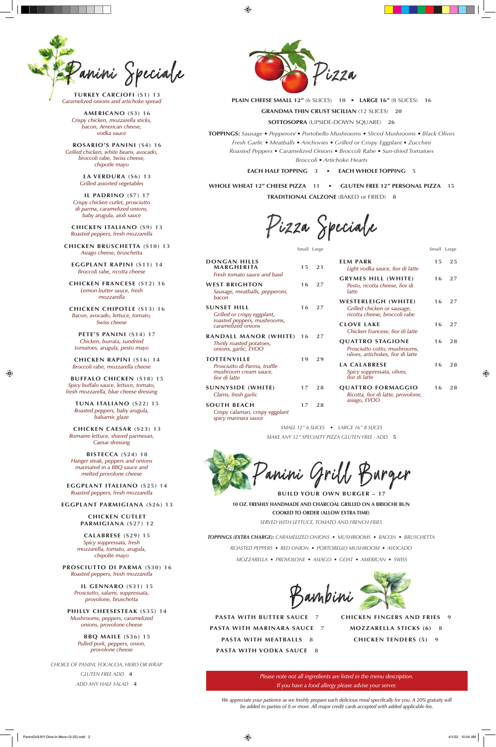# Panini Speciale

**TURKEY CARCIOFI (S1) 13**
*Caramelized onions and artichoke spread*

**AMERICANO (S3) 16**
*Crispy chicken, mozzarella sticks, bacon, American cheese, vodka sauce*

**ROSARIO'S PANINI (S4) 16**
*Grilled chicken, white beans, avocado, broccoli rabe, Swiss cheese, chipotle mayo*

**LA VERDURA (S6) 13**
*Grilled assorted vegetables*

**IL PADRINO (S7) 17**
*Crispy chicken cutlet, prosciutto di parma, caramelized onions, baby arugula, aioli sauce*

**CHICKEN ITALIANO (S9) 13**
*Roasted peppers, fresh mozzarella*

**CHICKEN BRUSCHETTA (S10) 13**
*Asiago cheese, bruschetta*

**EGGPLANT RAPINI (S11) 14**
*Broccoli rabe, ricotta cheese*

**CHICKEN FRANCESE (S12) 16**
*Lemon butter sauce, fresh mozzarella*

**CHICKEN CHIPOTLE (S13) 16**
*Bacon, avocado, lettuce, tomato, Swiss cheese*

**PETE'S PANINI (S14) 17**
*Chicken, burrata, sundried tomatoes, arugula, pesto mayo*

**CHICKEN RAPINI (S16) 14**
*Broccoli rabe, mozzarella cheese*

**BUFFALO CHICKEN (S18) 15**
*Spicy buffalo sauce, lettuce, tomato, fresh mozzarella, blue cheese dressing*

**TUNA ITALIANO (S22) 15**
*Roasted peppers, baby arugula, balsamic glaze*

**CHICKEN CAESAR (S23) 13**
*Romaine lettuce, shaved parmesan, Caesar dressing*

**BISTECCA (S24) 18**
*Hanger steak, peppers and onions marinated in a BBQ sauce and melted provolone cheese*

**EGGPLANT ITALIANO (S25) 14**
*Roasted peppers, fresh mozzarella*

**EGGPLANT PARMIGIANA (S26) 13**

**CHICKEN CUTLET PARMIGIANA (S27) 12**

**CALABRESE (S29) 15**
*Spicy soppressata, fresh mozzarella, tomato, arugula, chipolte mayo*

**PROSCIUTTO DI PARMA (S30) 16**
*Roasted peppers, fresh mozzarella*

**IL GENNARO (S31) 15**
*Prosciutto, salami, soppressata, provolone, bruschetta*

**PHILLY CHEESESTEAK (S35) 14**
*Mushrooms, peppers, caramelized onions, provolone cheese*

**BBQ MAILE (S36) 15**
*Pulled pork, peppers, onion, provolone cheese*

*CHOICE OF PANINI, FOCACCIA, HERO OR WRAP*

*GLUTEN FREE ADD* **4**

*ADD ANY HALF SALAD* **4**

# Pizza

**PLAIN CHEESE SMALL 12"** (6 SLICES) **10** • **LARGE 16"** (8 SLICES) **16**

**GRANDMA THIN CRUST SICILIAN** (12 SLICES) **20**

**SOTTOSOPRA** (UPSIDE-DOWN SQUARE) **26**

**TOPPINGS:** *Sausage • Pepperoni • Portobello Mushrooms • Sliced Mushrooms • Black Olives • Fresh Garlic • Meatballs • Anchovies • Grilled or Crispy Eggplant • Zucchini • Roasted Peppers • Caramelized Onions • Broccoli Rabe • Sun-dried Tomatoes • Broccoli • Artichoke Hearts*

**EACH HALF TOPPING 3** • **EACH WHOLE TOPPING 5**

**WHOLE WHEAT 12" CHEESE PIZZA 11** • **GLUTEN FREE 12" PERSONAL PIZZA 15**

**TRADITIONAL CALZONE** (BAKED or FRIED) **8**

# Pizza Speciale

| | Small | Large |
|---|---|---|
| **DONGAN HILLS MARGHERITA** *Fresh tomato sauce and basil* | 15 | 21 |
| **WEST BRIGHTON** *Sausage, meatballs, pepperoni, bacon* | 16 | 27 |
| **SUNSET HILL** *Grilled or crispy eggplant, roasted peppers, mushrooms, caramelized onions* | 16 | 27 |
| **RANDALL MANOR (WHITE)** *Thinly roasted potatoes, onions, garlic, EVOO* | 16 | 27 |
| **TOTTENVILLE** *Prosciutto di Parma, truffle mushroom cream sauce, fior di latte* | 19 | 29 |
| **SUNNYSIDE (WHITE)** *Clams, fresh garlic* | 17 | 28 |
| **SOUTH BEACH** *Crispy calamari, crispy eggplant spicy marinara sauce* | 17 | 28 |
| **ELM PARK** *Light vodka sauce, fior di latte* | 15 | 25 |
| **GRYMES HILL (WHITE)** *Pesto, ricotta cheese, fior di latte* | 16 | 27 |
| **WESTERLEIGH (WHITE)** *Grilled chicken or sausage, ricotta cheese, broccoli rabe* | 16 | 27 |
| **CLOVE LAKE** *Chicken Francese, fior di latte* | 16 | 27 |
| **QUATTRO STAGIONE** *Prosciutto cotto, mushrooms, olives, artichokes, fior di latte* | 16 | 28 |
| **LA CALABRESE** *Spicy soppressata, olives, fior di latte* | 16 | 28 |
| **QUATTRO FORMAGGIO** *Ricotta, fior di latte, provolone, asiago, EVOO* | 16 | 28 |

*SMALL 12" 6 SLICES • LARGE 16" 8 SLICES*

*MAKE ANY 12" SPECIALTY PIZZA GLUTEN FREE - ADD* **5**

# Panini Grill Burger

**BUILD YOUR OWN BURGER – 17**

**10 OZ. FRESHLY HANDMADE AND CHARCOAL GRILLED ON A BRIOCHE BUN**
**COOKED TO ORDER (ALLOW EXTRA TIME)**

*SERVED WITH LETTUCE, TOMATO AND FRENCH FRIES*

*TOPPINGS (EXTRA CHARGE): CARAMELIZED ONIONS • MUSHROOMS • BACON • BRUSCHETTA • ROASTED PEPPERS • RED ONION • PORTOBELLO MUSHROOM • AVOCADO • MOZZARELLA • PROVOLONE • ASIAGO • GOAT • AMERICAN • SWISS*

# Bambini

**PASTA WITH BUTTER SAUCE 7**

**PASTA WITH MARINARA SAUCE 7**

**PASTA WITH MEATBALLS 8**

**PASTA WITH VODKA SAUCE 8**

**CHICKEN FINGERS AND FRIES 9**

**MOZZARELLA STICKS (6) 8**

**CHICKEN TENDERS (5) 9**

*Please note not all ingredients are listed in the menu description.*
*If you have a food allergy please advise your server.*

*We appreciate your patience as we freshly prepare each delicious meal specifically for you. A 20% gratuity will be added to parties of 8 or more. All major credit cards accepted with added applicable fee.*